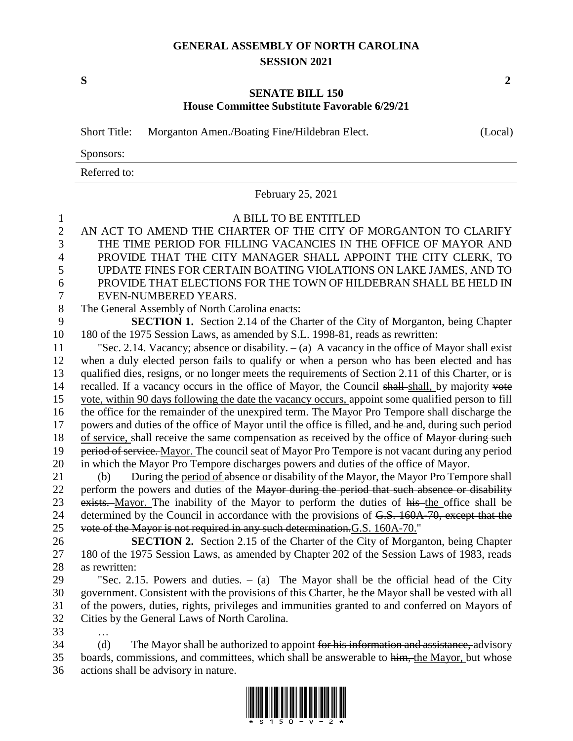# GENERAL ASSEMBLY OF NORTH CAROLINA
## SESSION 2021

**S** **2**

## SENATE BILL 150
### House Committee Substitute Favorable 6/29/21

Short Title: Morganton Amen./Boating Fine/Hildebran Elect. (Local)

Sponsors:

Referred to:

February 25, 2021

A BILL TO BE ENTITLED

AN ACT TO AMEND THE CHARTER OF THE CITY OF MORGANTON TO CLARIFY THE TIME PERIOD FOR FILLING VACANCIES IN THE OFFICE OF MAYOR AND PROVIDE THAT THE CITY MANAGER SHALL APPOINT THE CITY CLERK, TO UPDATE FINES FOR CERTAIN BOATING VIOLATIONS ON LAKE JAMES, AND TO PROVIDE THAT ELECTIONS FOR THE TOWN OF HILDEBRAN SHALL BE HELD IN EVEN-NUMBERED YEARS.

The General Assembly of North Carolina enacts:

**SECTION 1.** Section 2.14 of the Charter of the City of Morganton, being Chapter 180 of the 1975 Session Laws, as amended by S.L. 1998-81, reads as rewritten:

"Sec. 2.14. Vacancy; absence or disability. – (a) A vacancy in the office of Mayor shall exist when a duly elected person fails to qualify or when a person who has been elected and has qualified dies, resigns, or no longer meets the requirements of Section 2.11 of this Charter, or is recalled. If a vacancy occurs in the office of Mayor, the Council ~~shall~~ shall, by majority ~~vote~~ vote, within 90 days following the date the vacancy occurs, appoint some qualified person to fill the office for the remainder of the unexpired term. The Mayor Pro Tempore shall discharge the powers and duties of the office of Mayor until the office is filled, ~~and he~~ and, during such period of service, shall receive the same compensation as received by the office of ~~Mayor during such period of service.~~ Mayor. The council seat of Mayor Pro Tempore is not vacant during any period in which the Mayor Pro Tempore discharges powers and duties of the office of Mayor.

(b) During the period of absence or disability of the Mayor, the Mayor Pro Tempore shall perform the powers and duties of the ~~Mayor during the period that such absence or disability exists.~~ Mayor. The inability of the Mayor to perform the duties of ~~his~~ the office shall be determined by the Council in accordance with the provisions of ~~G.S. 160A-70, except that the vote of the Mayor is not required in any such determination.~~G.S. 160A-70."

**SECTION 2.** Section 2.15 of the Charter of the City of Morganton, being Chapter 180 of the 1975 Session Laws, as amended by Chapter 202 of the Session Laws of 1983, reads as rewritten:

"Sec. 2.15. Powers and duties. – (a) The Mayor shall be the official head of the City government. Consistent with the provisions of this Charter, ~~he~~ the Mayor shall be vested with all of the powers, duties, rights, privileges and immunities granted to and conferred on Mayors of Cities by the General Laws of North Carolina.

…

(d) The Mayor shall be authorized to appoint ~~for his information and assistance,~~ advisory boards, commissions, and committees, which shall be answerable to ~~him,~~ the Mayor, but whose actions shall be advisory in nature.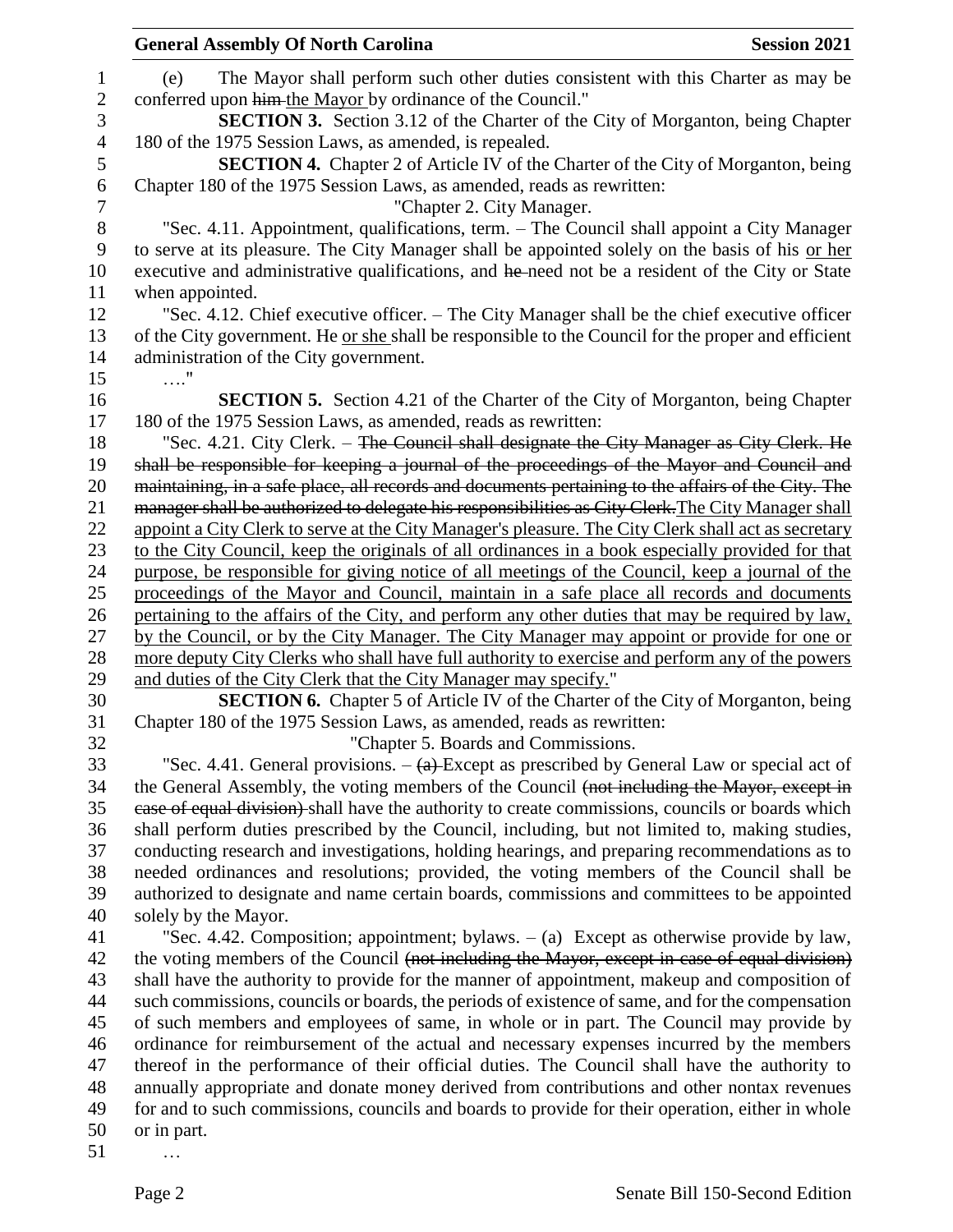(e) The Mayor shall perform such other duties consistent with this Charter as may be conferred upon ~~him~~ the Mayor by ordinance of the Council."

**SECTION 3.** Section 3.12 of the Charter of the City of Morganton, being Chapter 180 of the 1975 Session Laws, as amended, is repealed.

**SECTION 4.** Chapter 2 of Article IV of the Charter of the City of Morganton, being Chapter 180 of the 1975 Session Laws, as amended, reads as rewritten:

"Chapter 2. City Manager.

"Sec. 4.11. Appointment, qualifications, term. – The Council shall appoint a City Manager to serve at its pleasure. The City Manager shall be appointed solely on the basis of his or her executive and administrative qualifications, and ~~he~~ need not be a resident of the City or State when appointed.

"Sec. 4.12. Chief executive officer. – The City Manager shall be the chief executive officer of the City government. He or she shall be responsible to the Council for the proper and efficient administration of the City government.

…."

**SECTION 5.** Section 4.21 of the Charter of the City of Morganton, being Chapter 180 of the 1975 Session Laws, as amended, reads as rewritten:

"Sec. 4.21. City Clerk. – ~~The Council shall designate the City Manager as City Clerk. He shall be responsible for keeping a journal of the proceedings of the Mayor and Council and maintaining, in a safe place, all records and documents pertaining to the affairs of the City. The manager shall be authorized to delegate his responsibilities as City Clerk.~~ The City Manager shall appoint a City Clerk to serve at the City Manager's pleasure. The City Clerk shall act as secretary to the City Council, keep the originals of all ordinances in a book especially provided for that purpose, be responsible for giving notice of all meetings of the Council, keep a journal of the proceedings of the Mayor and Council, maintain in a safe place all records and documents pertaining to the affairs of the City, and perform any other duties that may be required by law, by the Council, or by the City Manager. The City Manager may appoint or provide for one or more deputy City Clerks who shall have full authority to exercise and perform any of the powers and duties of the City Clerk that the City Manager may specify."

**SECTION 6.** Chapter 5 of Article IV of the Charter of the City of Morganton, being Chapter 180 of the 1975 Session Laws, as amended, reads as rewritten:

"Chapter 5. Boards and Commissions.

"Sec. 4.41. General provisions. – ~~(a)~~ Except as prescribed by General Law or special act of the General Assembly, the voting members of the Council ~~(not including the Mayor, except in case of equal division)~~ shall have the authority to create commissions, councils or boards which shall perform duties prescribed by the Council, including, but not limited to, making studies, conducting research and investigations, holding hearings, and preparing recommendations as to needed ordinances and resolutions; provided, the voting members of the Council shall be authorized to designate and name certain boards, commissions and committees to be appointed solely by the Mayor.

"Sec. 4.42. Composition; appointment; bylaws. – (a) Except as otherwise provide by law, the voting members of the Council ~~(not including the Mayor, except in case of equal division)~~ shall have the authority to provide for the manner of appointment, makeup and composition of such commissions, councils or boards, the periods of existence of same, and for the compensation of such members and employees of same, in whole or in part. The Council may provide by ordinance for reimbursement of the actual and necessary expenses incurred by the members thereof in the performance of their official duties. The Council shall have the authority to annually appropriate and donate money derived from contributions and other nontax revenues for and to such commissions, councils and boards to provide for their operation, either in whole or in part.

…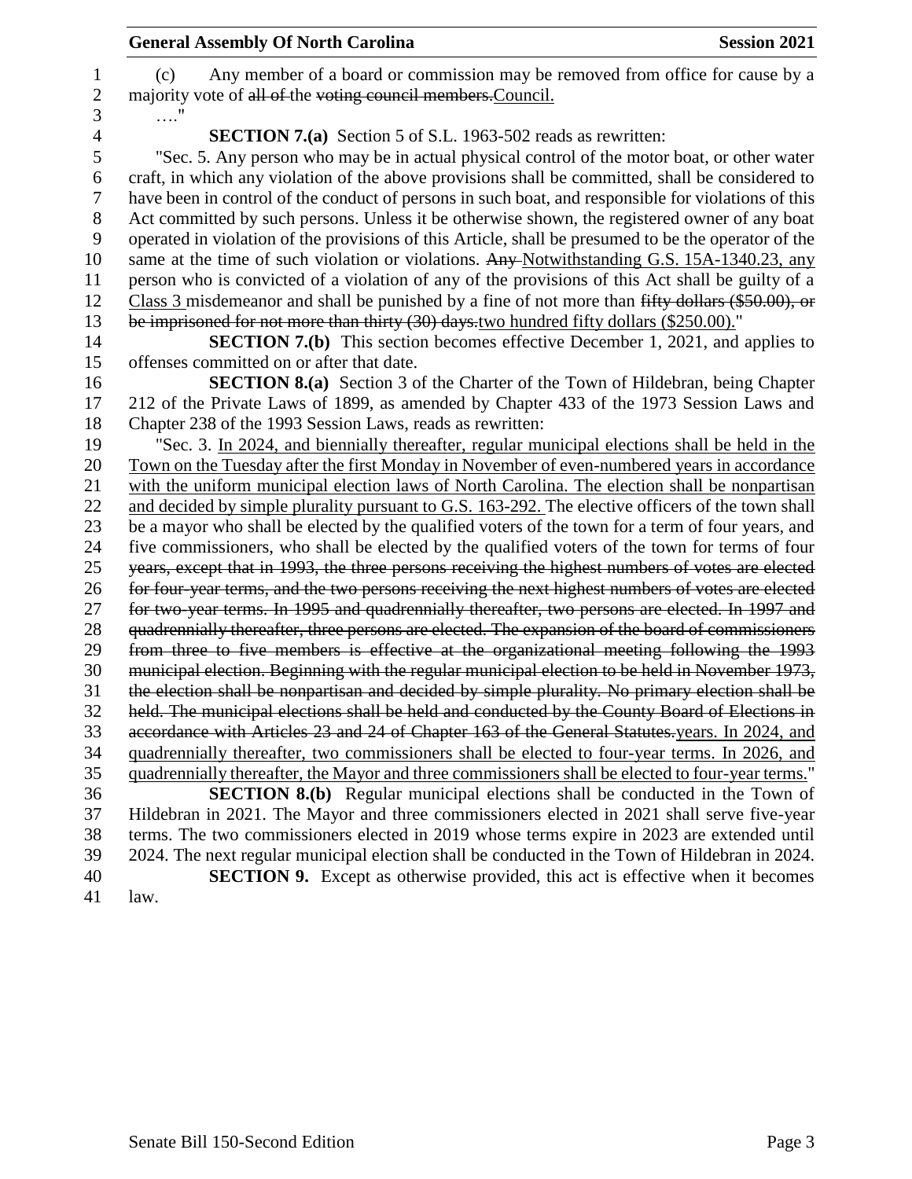(c) Any member of a board or commission may be removed from office for cause by a majority vote of ~~all of~~ the ~~voting council members.~~Council.

…."

**SECTION 7.(a)** Section 5 of S.L. 1963-502 reads as rewritten:

"Sec. 5. Any person who may be in actual physical control of the motor boat, or other water craft, in which any violation of the above provisions shall be committed, shall be considered to have been in control of the conduct of persons in such boat, and responsible for violations of this Act committed by such persons. Unless it be otherwise shown, the registered owner of any boat operated in violation of the provisions of this Article, shall be presumed to be the operator of the same at the time of such violation or violations. ~~Any~~ Notwithstanding G.S. 15A-1340.23, any person who is convicted of a violation of any of the provisions of this Act shall be guilty of a Class 3 misdemeanor and shall be punished by a fine of not more than ~~fifty dollars ($50.00), or be imprisoned for not more than thirty (30) days.~~two hundred fifty dollars ($250.00)."

**SECTION 7.(b)** This section becomes effective December 1, 2021, and applies to offenses committed on or after that date.

**SECTION 8.(a)** Section 3 of the Charter of the Town of Hildebran, being Chapter 212 of the Private Laws of 1899, as amended by Chapter 433 of the 1973 Session Laws and Chapter 238 of the 1993 Session Laws, reads as rewritten:

"Sec. 3. In 2024, and biennially thereafter, regular municipal elections shall be held in the Town on the Tuesday after the first Monday in November of even-numbered years in accordance with the uniform municipal election laws of North Carolina. The election shall be nonpartisan and decided by simple plurality pursuant to G.S. 163-292. The elective officers of the town shall be a mayor who shall be elected by the qualified voters of the town for a term of four years, and five commissioners, who shall be elected by the qualified voters of the town for terms of four ~~years, except that in 1993, the three persons receiving the highest numbers of votes are elected for four-year terms, and the two persons receiving the next highest numbers of votes are elected for two-year terms. In 1995 and quadrennially thereafter, two persons are elected. In 1997 and quadrennially thereafter, three persons are elected. The expansion of the board of commissioners from three to five members is effective at the organizational meeting following the 1993 municipal election. Beginning with the regular municipal election to be held in November 1973, the election shall be nonpartisan and decided by simple plurality. No primary election shall be held. The municipal elections shall be held and conducted by the County Board of Elections in accordance with Articles 23 and 24 of Chapter 163 of the General Statutes.~~years. In 2024, and quadrennially thereafter, two commissioners shall be elected to four-year terms. In 2026, and quadrennially thereafter, the Mayor and three commissioners shall be elected to four-year terms."

**SECTION 8.(b)** Regular municipal elections shall be conducted in the Town of Hildebran in 2021. The Mayor and three commissioners elected in 2021 shall serve five-year terms. The two commissioners elected in 2019 whose terms expire in 2023 are extended until 2024. The next regular municipal election shall be conducted in the Town of Hildebran in 2024.

**SECTION 9.** Except as otherwise provided, this act is effective when it becomes law.